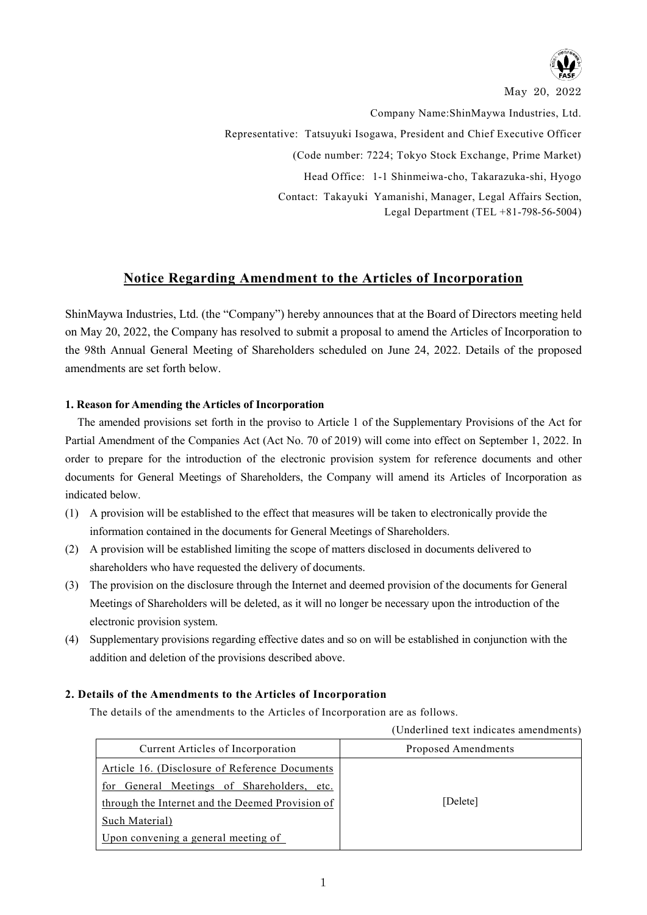May 20, 2022

Company Name:ShinMaywa Industries, Ltd.

Representative: Tatsuyuki Isogawa, President and Chief Executive Officer

(Code number: 7224; Tokyo Stock Exchange, Prime Market)

Head Office: 1-1 Shinmeiwa-cho, Takarazuka-shi, Hyogo

Contact: Takayuki Yamanishi, Manager, Legal Affairs Section, Legal Department (TEL +81-798-56-5004)

# Notice Regarding Amendment to the Articles of Incorporation

ShinMaywa Industries, Ltd. (the "Company") hereby announces that at the Board of Directors meeting held on May 20, 2022, the Company has resolved to submit a proposal to amend the Articles of Incorporation to the 98th Annual General Meeting of Shareholders scheduled on June 24, 2022. Details of the proposed amendments are set forth below.

### 1. Reason for Amending the Articles of Incorporation

The amended provisions set forth in the proviso to Article 1 of the Supplementary Provisions of the Act for Partial Amendment of the Companies Act (Act No. 70 of 2019) will come into effect on September 1, 2022. In order to prepare for the introduction of the electronic provision system for reference documents and other documents for General Meetings of Shareholders, the Company will amend its Articles of Incorporation as indicated below.

(1) A provision will be established to the effect that measures will be taken to electronically provide the information contained in the documents for General Meetings of Shareholders.

(2) A provision will be established limiting the scope of matters disclosed in documents delivered to shareholders who have requested the delivery of documents.

(3) The provision on the disclosure through the Internet and deemed provision of the documents for General Meetings of Shareholders will be deleted, as it will no longer be necessary upon the introduction of the electronic provision system.

(4) Supplementary provisions regarding effective dates and so on will be established in conjunction with the addition and deletion of the provisions described above.

### 2. Details of the Amendments to the Articles of Incorporation

The details of the amendments to the Articles of Incorporation are as follows.

(Underlined text indicates amendments)

| Current Articles of Incorporation | Proposed Amendments |
|---|---|
| <u>Article 16. (Disclosure of Reference Documents for General Meetings of Shareholders, etc. through the Internet and the Deemed Provision of Such Material)</u><br><u>Upon convening a general meeting of</u> | [Delete] |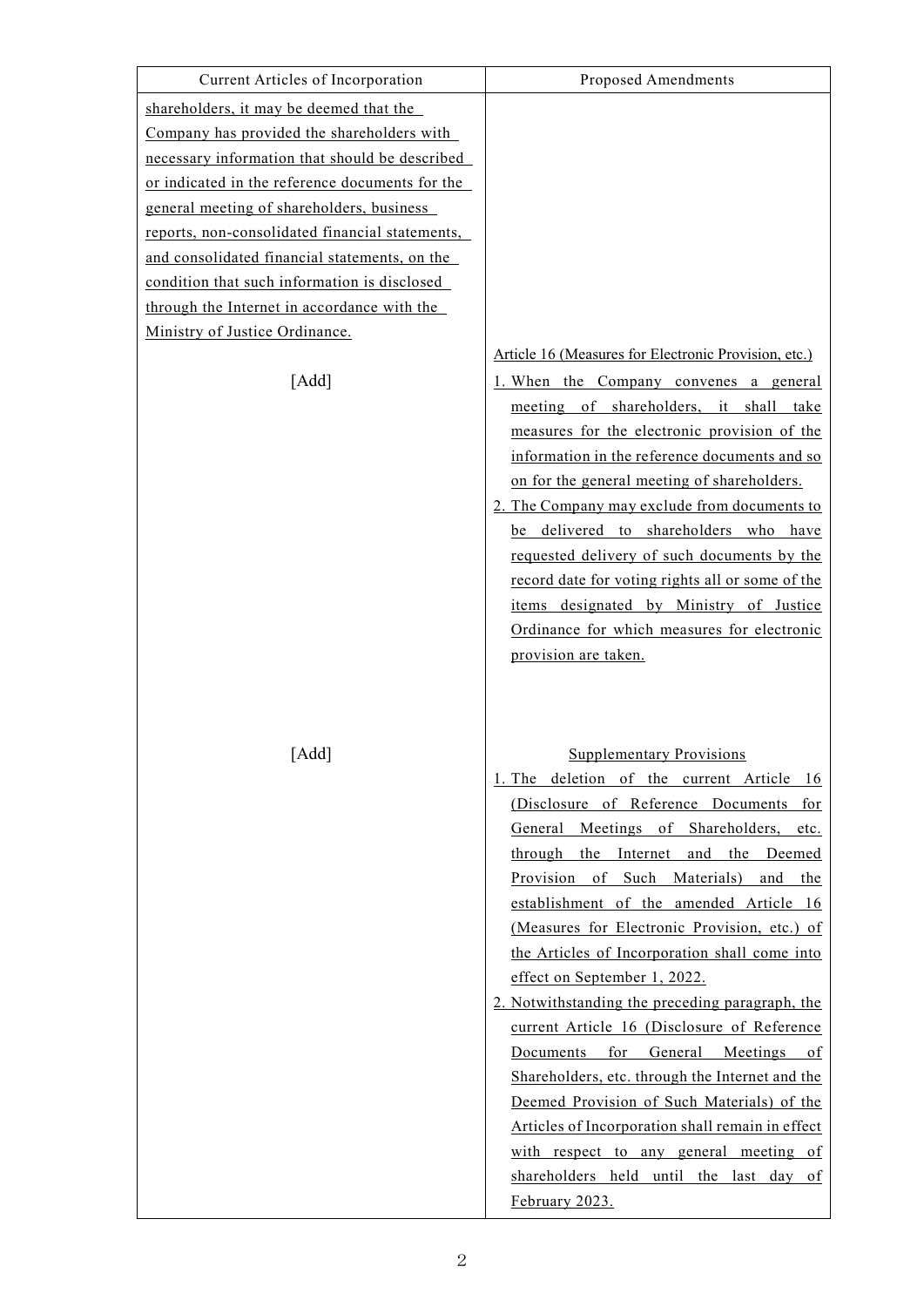| Current Articles of Incorporation | Proposed Amendments |
|---|---|
| shareholders, it may be deemed that the Company has provided the shareholders with necessary information that should be described or indicated in the reference documents for the general meeting of shareholders, business reports, non-consolidated financial statements, and consolidated financial statements, on the condition that such information is disclosed through the Internet in accordance with the Ministry of Justice Ordinance. | |
| [Add] | Article 16 (Measures for Electronic Provision, etc.)<br>1. When the Company convenes a general meeting of shareholders, it shall take measures for the electronic provision of the information in the reference documents and so on for the general meeting of shareholders.<br>2. The Company may exclude from documents to be delivered to shareholders who have requested delivery of such documents by the record date for voting rights all or some of the items designated by Ministry of Justice Ordinance for which measures for electronic provision are taken. |
| [Add] | Supplementary Provisions<br>1. The deletion of the current Article 16 (Disclosure of Reference Documents for General Meetings of Shareholders, etc. through the Internet and the Deemed Provision of Such Materials) and the establishment of the amended Article 16 (Measures for Electronic Provision, etc.) of the Articles of Incorporation shall come into effect on September 1, 2022.<br>2. Notwithstanding the preceding paragraph, the current Article 16 (Disclosure of Reference Documents for General Meetings of Shareholders, etc. through the Internet and the Deemed Provision of Such Materials) of the Articles of Incorporation shall remain in effect with respect to any general meeting of shareholders held until the last day of February 2023. |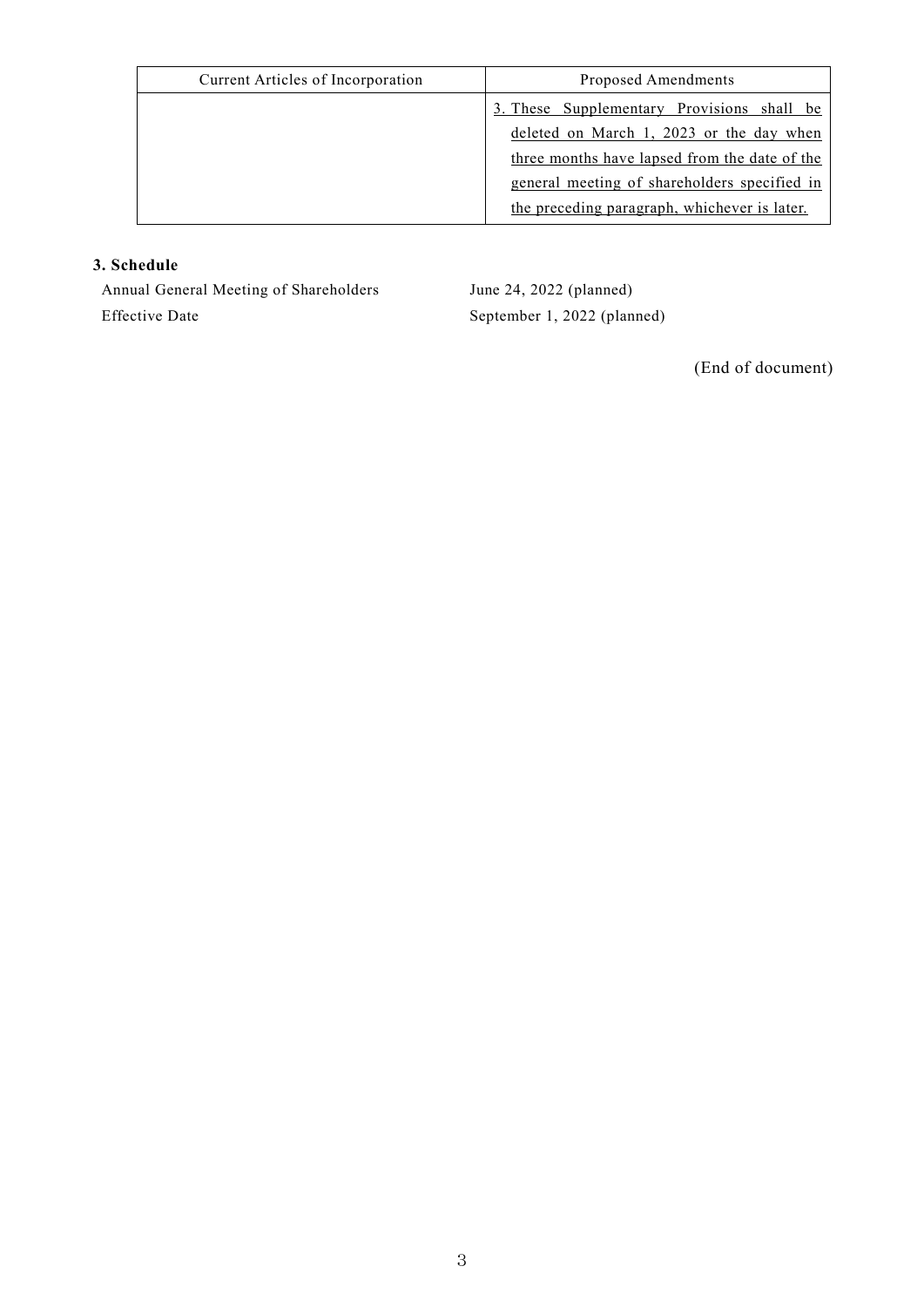| Current Articles of Incorporation | Proposed Amendments |
|---|---|
| | 3. These Supplementary Provisions shall be deleted on March 1, 2023 or the day when three months have lapsed from the date of the general meeting of shareholders specified in the preceding paragraph, whichever is later. |

**3. Schedule**

Annual General Meeting of Shareholders June 24, 2022 (planned)

Effective Date September 1, 2022 (planned)

(End of document)